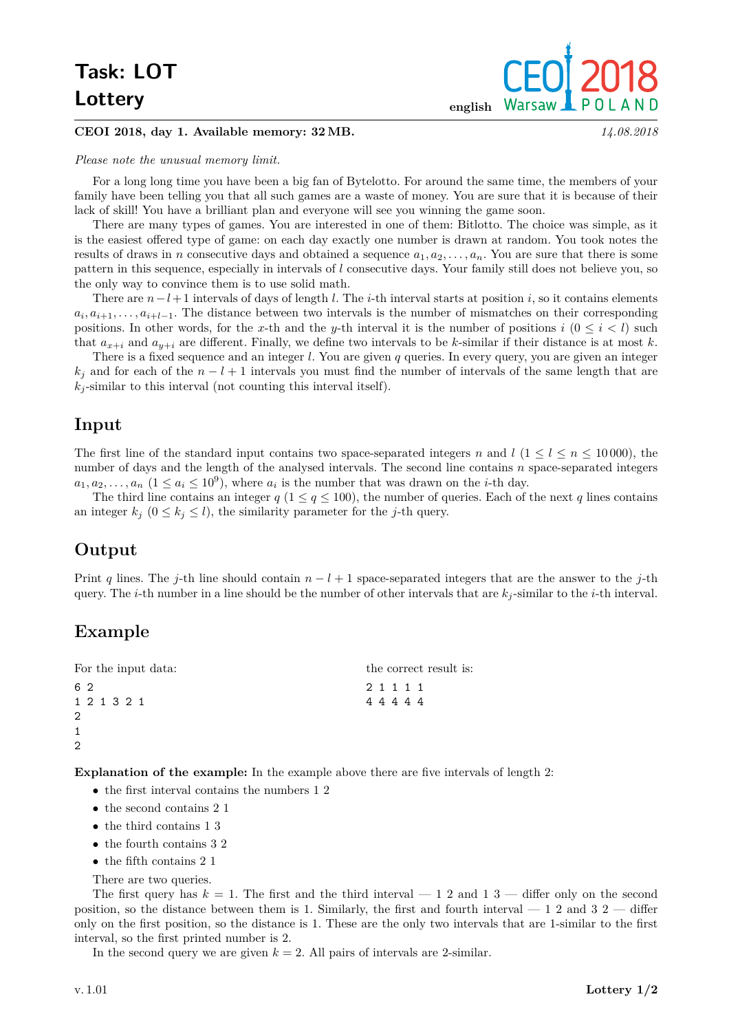# Task: LOT
# Lottery

**CEOI 2018, day 1. Available memory: 32 MB.** *14.08.2018*

*Please note the unusual memory limit.*

For a long long time you have been a big fan of Bytelotto. For around the same time, the members of your family have been telling you that all such games are a waste of money. You are sure that it is because of their lack of skill! You have a brilliant plan and everyone will see you winning the game soon.

There are many types of games. You are interested in one of them: Bitlotto. The choice was simple, as it is the easiest offered type of game: on each day exactly one number is drawn at random. You took notes the results of draws in $n$ consecutive days and obtained a sequence $a_1, a_2, \ldots, a_n$. You are sure that there is some pattern in this sequence, especially in intervals of $l$ consecutive days. Your family still does not believe you, so the only way to convince them is to use solid math.

There are $n-l+1$ intervals of days of length $l$. The $i$-th interval starts at position $i$, so it contains elements $a_i, a_{i+1}, \ldots, a_{i+l-1}$. The distance between two intervals is the number of mismatches on their corresponding positions. In other words, for the $x$-th and the $y$-th interval it is the number of positions $i$ $(0 \le i < l)$ such that $a_{x+i}$ and $a_{y+i}$ are different. Finally, we define two intervals to be $k$-similar if their distance is at most $k$.

There is a fixed sequence and an integer $l$. You are given $q$ queries. In every query, you are given an integer $k_j$ and for each of the $n-l+1$ intervals you must find the number of intervals of the same length that are $k_j$-similar to this interval (not counting this interval itself).

## Input

The first line of the standard input contains two space-separated integers $n$ and $l$ $(1 \le l \le n \le 10\,000)$, the number of days and the length of the analysed intervals. The second line contains $n$ space-separated integers $a_1, a_2, \ldots, a_n$ $(1 \le a_i \le 10^9)$, where $a_i$ is the number that was drawn on the $i$-th day.

The third line contains an integer $q$ $(1 \le q \le 100)$, the number of queries. Each of the next $q$ lines contains an integer $k_j$ $(0 \le k_j \le l)$, the similarity parameter for the $j$-th query.

## Output

Print $q$ lines. The $j$-th line should contain $n-l+1$ space-separated integers that are the answer to the $j$-th query. The $i$-th number in a line should be the number of other intervals that are $k_j$-similar to the $i$-th interval.

## Example

For the input data:

```
6 2
1 2 1 3 2 1
2
1
2
```

the correct result is:

```
2 1 1 1 1
4 4 4 4 4
```

**Explanation of the example:** In the example above there are five intervals of length 2:

- the first interval contains the numbers 1 2
- the second contains 2 1
- the third contains 1 3
- the fourth contains 3 2
- the fifth contains 2 1

There are two queries.

The first query has $k = 1$. The first and the third interval — 1 2 and 1 3 — differ only on the second position, so the distance between them is 1. Similarly, the first and fourth interval — 1 2 and 3 2 — differ only on the first position, so the distance is 1. These are the only two intervals that are 1-similar to the first interval, so the first printed number is 2.

In the second query we are given $k = 2$. All pairs of intervals are 2-similar.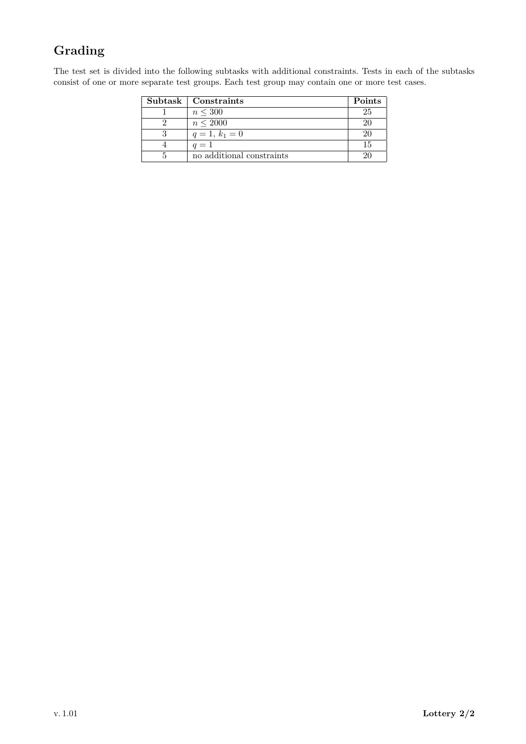## Grading

The test set is divided into the following subtasks with additional constraints. Tests in each of the subtasks consist of one or more separate test groups. Each test group may contain one or more test cases.

| Subtask | Constraints | Points |
|---|---|---|
| 1 | $n \leq 300$ | 25 |
| 2 | $n \leq 2000$ | 20 |
| 3 | $q = 1$, $k_1 = 0$ | 20 |
| 4 | $q = 1$ | 15 |
| 5 | no additional constraints | 20 |